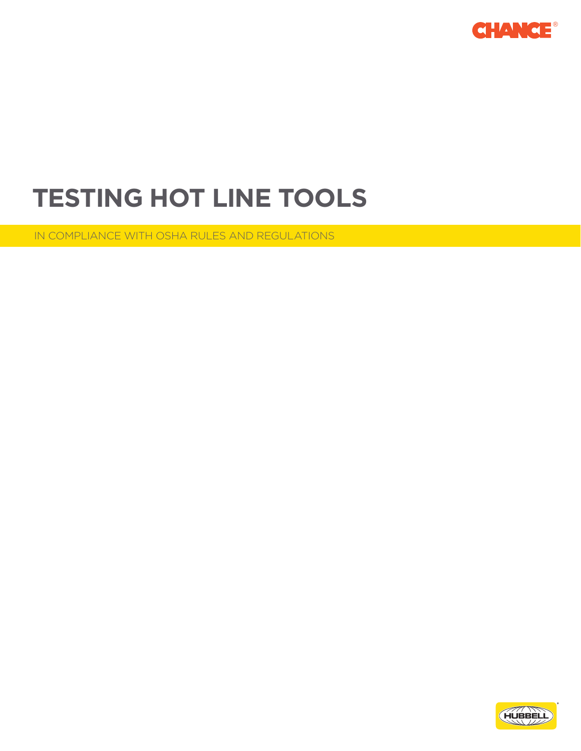CHANCE®

# TESTING HOT LINE TOOLS

IN COMPLIANCE WITH OSHA RULES AND REGULATIONS

HUBBELL®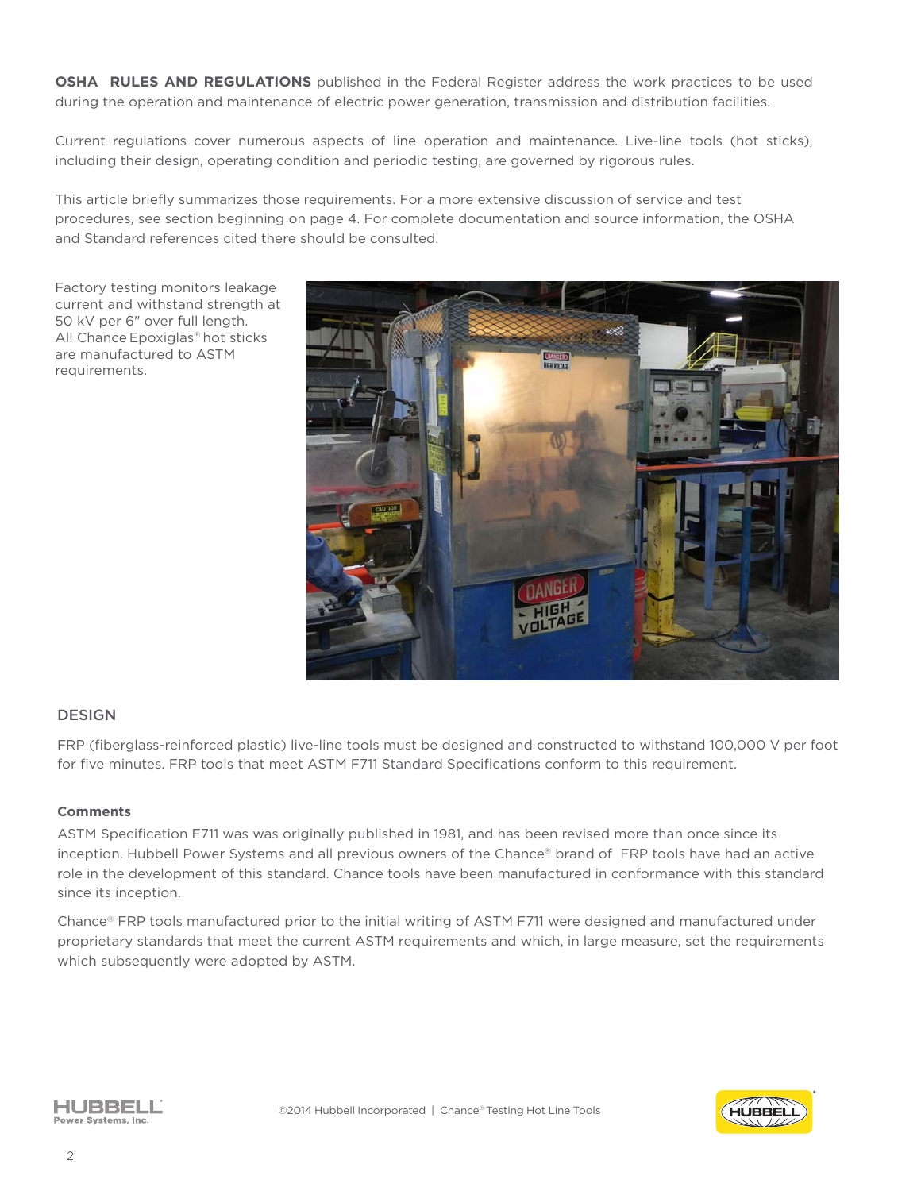**OSHA RULES AND REGULATIONS** published in the Federal Register address the work practices to be used during the operation and maintenance of electric power generation, transmission and distribution facilities.

Current regulations cover numerous aspects of line operation and maintenance. Live-line tools (hot sticks), including their design, operating condition and periodic testing, are governed by rigorous rules.

This article briefly summarizes those requirements. For a more extensive discussion of service and test procedures, see section beginning on page 4. For complete documentation and source information, the OSHA and Standard references cited there should be consulted.

Factory testing monitors leakage current and withstand strength at 50 kV per 6" over full length. All Chance Epoxiglas® hot sticks are manufactured to ASTM requirements.

## DESIGN

FRP (fiberglass-reinforced plastic) live-line tools must be designed and constructed to withstand 100,000 V per foot for five minutes. FRP tools that meet ASTM F711 Standard Specifications conform to this requirement.

### Comments

ASTM Specification F711 was was originally published in 1981, and has been revised more than once since its inception. Hubbell Power Systems and all previous owners of the Chance® brand of FRP tools have had an active role in the development of this standard. Chance tools have been manufactured in conformance with this standard since its inception.

Chance® FRP tools manufactured prior to the initial writing of ASTM F711 were designed and manufactured under proprietary standards that meet the current ASTM requirements and which, in large measure, set the requirements which subsequently were adopted by ASTM.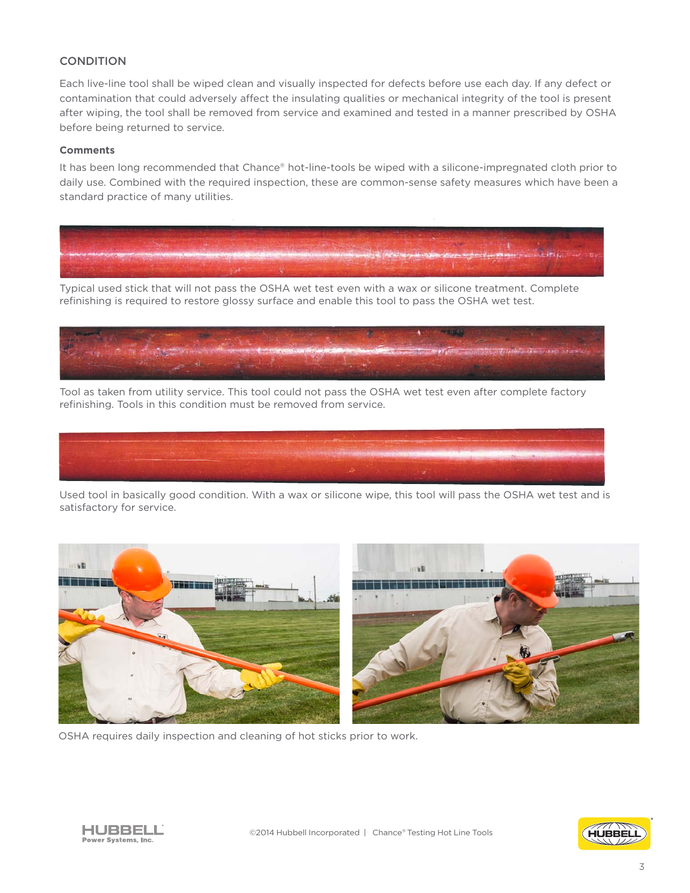## CONDITION

Each live-line tool shall be wiped clean and visually inspected for defects before use each day. If any defect or contamination that could adversely affect the insulating qualities or mechanical integrity of the tool is present after wiping, the tool shall be removed from service and examined and tested in a manner prescribed by OSHA before being returned to service.

**Comments**

It has been long recommended that Chance® hot-line-tools be wiped with a silicone-impregnated cloth prior to daily use. Combined with the required inspection, these are common-sense safety measures which have been a standard practice of many utilities.

Typical used stick that will not pass the OSHA wet test even with a wax or silicone treatment. Complete refinishing is required to restore glossy surface and enable this tool to pass the OSHA wet test.

Tool as taken from utility service. This tool could not pass the OSHA wet test even after complete factory refinishing. Tools in this condition must be removed from service.

Used tool in basically good condition. With a wax or silicone wipe, this tool will pass the OSHA wet test and is satisfactory for service.

OSHA requires daily inspection and cleaning of hot sticks prior to work.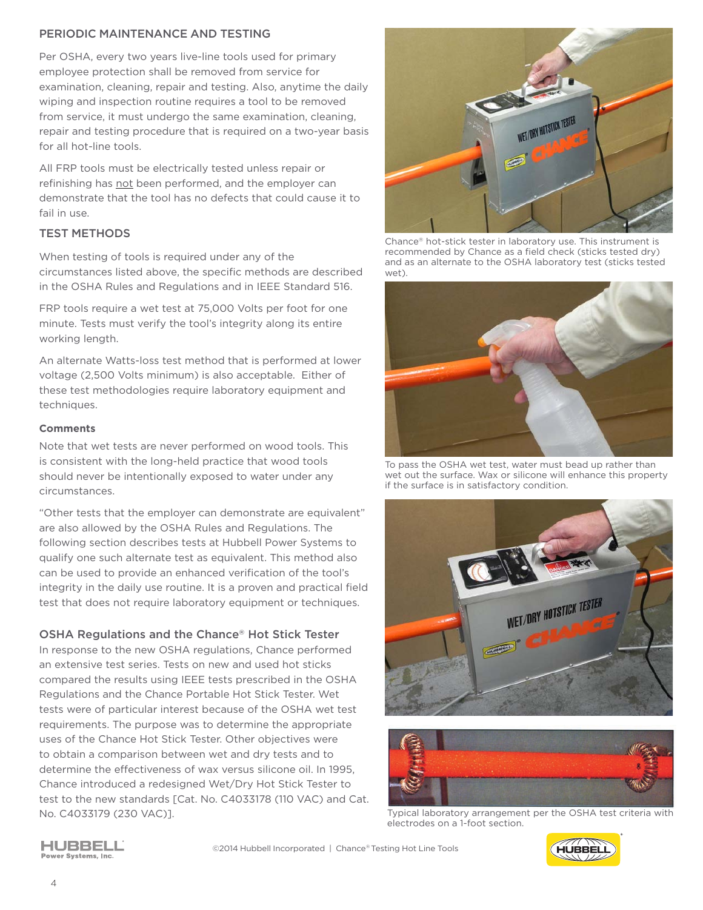## PERIODIC MAINTENANCE AND TESTING

Per OSHA, every two years live-line tools used for primary employee protection shall be removed from service for examination, cleaning, repair and testing. Also, anytime the daily wiping and inspection routine requires a tool to be removed from service, it must undergo the same examination, cleaning, repair and testing procedure that is required on a two-year basis for all hot-line tools.

All FRP tools must be electrically tested unless repair or refinishing has not been performed, and the employer can demonstrate that the tool has no defects that could cause it to fail in use.

## TEST METHODS

When testing of tools is required under any of the circumstances listed above, the specific methods are described in the OSHA Rules and Regulations and in IEEE Standard 516.

FRP tools require a wet test at 75,000 Volts per foot for one minute. Tests must verify the tool's integrity along its entire working length.

An alternate Watts-loss test method that is performed at lower voltage (2,500 Volts minimum) is also acceptable. Either of these test methodologies require laboratory equipment and techniques.

### Comments

Note that wet tests are never performed on wood tools. This is consistent with the long-held practice that wood tools should never be intentionally exposed to water under any circumstances.

"Other tests that the employer can demonstrate are equivalent" are also allowed by the OSHA Rules and Regulations. The following section describes tests at Hubbell Power Systems to qualify one such alternate test as equivalent. This method also can be used to provide an enhanced verification of the tool's integrity in the daily use routine. It is a proven and practical field test that does not require laboratory equipment or techniques.

## OSHA Regulations and the Chance® Hot Stick Tester

In response to the new OSHA regulations, Chance performed an extensive test series. Tests on new and used hot sticks compared the results using IEEE tests prescribed in the OSHA Regulations and the Chance Portable Hot Stick Tester. Wet tests were of particular interest because of the OSHA wet test requirements. The purpose was to determine the appropriate uses of the Chance Hot Stick Tester. Other objectives were to obtain a comparison between wet and dry tests and to determine the effectiveness of wax versus silicone oil. In 1995, Chance introduced a redesigned Wet/Dry Hot Stick Tester to test to the new standards [Cat. No. C4033178 (110 VAC) and Cat. No. C4033179 (230 VAC)].

Chance® hot-stick tester in laboratory use. This instrument is recommended by Chance as a field check (sticks tested dry) and as an alternate to the OSHA laboratory test (sticks tested wet).

To pass the OSHA wet test, water must bead up rather than wet out the surface. Wax or silicone will enhance this property if the surface is in satisfactory condition.

Typical laboratory arrangement per the OSHA test criteria with electrodes on a 1-foot section.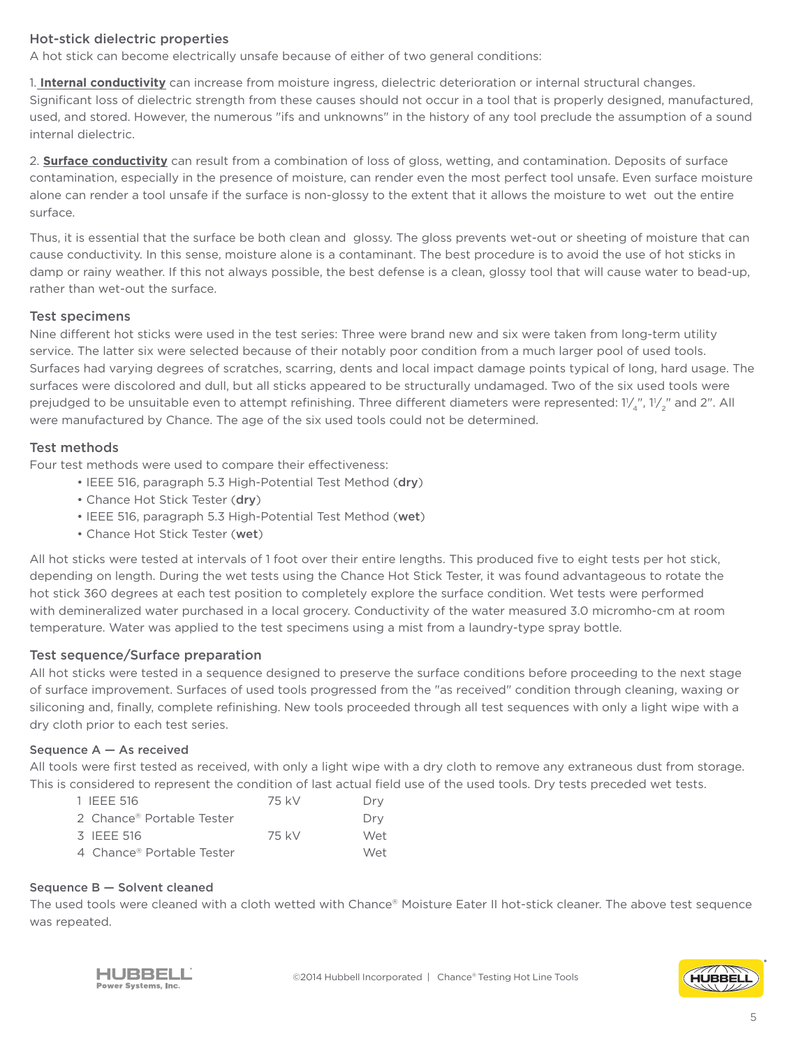## Hot-stick dielectric properties

A hot stick can become electrically unsafe because of either of two general conditions:

1. **Internal conductivity** can increase from moisture ingress, dielectric deterioration or internal structural changes. Significant loss of dielectric strength from these causes should not occur in a tool that is properly designed, manufactured, used, and stored. However, the numerous "ifs and unknowns" in the history of any tool preclude the assumption of a sound internal dielectric.

2. **Surface conductivity** can result from a combination of loss of gloss, wetting, and contamination. Deposits of surface contamination, especially in the presence of moisture, can render even the most perfect tool unsafe. Even surface moisture alone can render a tool unsafe if the surface is non-glossy to the extent that it allows the moisture to wet out the entire surface.

Thus, it is essential that the surface be both clean and glossy. The gloss prevents wet-out or sheeting of moisture that can cause conductivity. In this sense, moisture alone is a contaminant. The best procedure is to avoid the use of hot sticks in damp or rainy weather. If this not always possible, the best defense is a clean, glossy tool that will cause water to bead-up, rather than wet-out the surface.

## Test specimens

Nine different hot sticks were used in the test series: Three were brand new and six were taken from long-term utility service. The latter six were selected because of their notably poor condition from a much larger pool of used tools. Surfaces had varying degrees of scratches, scarring, dents and local impact damage points typical of long, hard usage. The surfaces were discolored and dull, but all sticks appeared to be structurally undamaged. Two of the six used tools were prejudged to be unsuitable even to attempt refinishing. Three different diameters were represented: 1¼", 1½" and 2". All were manufactured by Chance. The age of the six used tools could not be determined.

## Test methods

Four test methods were used to compare their effectiveness:

- IEEE 516, paragraph 5.3 High-Potential Test Method (**dry**)
- Chance Hot Stick Tester (**dry**)
- IEEE 516, paragraph 5.3 High-Potential Test Method (**wet**)
- Chance Hot Stick Tester (**wet**)

All hot sticks were tested at intervals of 1 foot over their entire lengths. This produced five to eight tests per hot stick, depending on length. During the wet tests using the Chance Hot Stick Tester, it was found advantageous to rotate the hot stick 360 degrees at each test position to completely explore the surface condition. Wet tests were performed with demineralized water purchased in a local grocery. Conductivity of the water measured 3.0 micromho-cm at room temperature. Water was applied to the test specimens using a mist from a laundry-type spray bottle.

## Test sequence/Surface preparation

All hot sticks were tested in a sequence designed to preserve the surface conditions before proceeding to the next stage of surface improvement. Surfaces of used tools progressed from the "as received" condition through cleaning, waxing or siliconing and, finally, complete refinishing. New tools proceeded through all test sequences with only a light wipe with a dry cloth prior to each test series.

### Sequence A — As received

All tools were first tested as received, with only a light wipe with a dry cloth to remove any extraneous dust from storage. This is considered to represent the condition of last actual field use of the used tools. Dry tests preceded wet tests.

| | | | |
|---|---|---|---|
| 1 | IEEE 516 | 75 kV | Dry |
| 2 | Chance® Portable Tester | | Dry |
| 3 | IEEE 516 | 75 kV | Wet |
| 4 | Chance® Portable Tester | | Wet |

### Sequence B — Solvent cleaned

The used tools were cleaned with a cloth wetted with Chance® Moisture Eater II hot-stick cleaner. The above test sequence was repeated.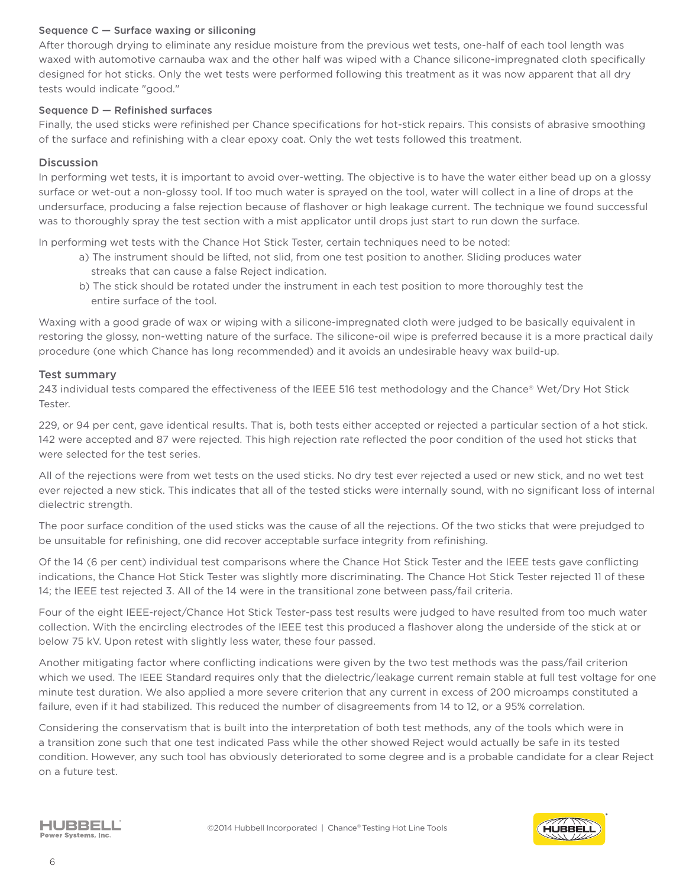### Sequence C — Surface waxing or siliconing

After thorough drying to eliminate any residue moisture from the previous wet tests, one-half of each tool length was waxed with automotive carnauba wax and the other half was wiped with a Chance silicone-impregnated cloth specifically designed for hot sticks. Only the wet tests were performed following this treatment as it was now apparent that all dry tests would indicate "good."

### Sequence D — Refinished surfaces

Finally, the used sticks were refinished per Chance specifications for hot-stick repairs. This consists of abrasive smoothing of the surface and refinishing with a clear epoxy coat. Only the wet tests followed this treatment.

## Discussion

In performing wet tests, it is important to avoid over-wetting. The objective is to have the water either bead up on a glossy surface or wet-out a non-glossy tool. If too much water is sprayed on the tool, water will collect in a line of drops at the undersurface, producing a false rejection because of flashover or high leakage current. The technique we found successful was to thoroughly spray the test section with a mist applicator until drops just start to run down the surface.

In performing wet tests with the Chance Hot Stick Tester, certain techniques need to be noted:

a) The instrument should be lifted, not slid, from one test position to another. Sliding produces water streaks that can cause a false Reject indication.

b) The stick should be rotated under the instrument in each test position to more thoroughly test the entire surface of the tool.

Waxing with a good grade of wax or wiping with a silicone-impregnated cloth were judged to be basically equivalent in restoring the glossy, non-wetting nature of the surface. The silicone-oil wipe is preferred because it is a more practical daily procedure (one which Chance has long recommended) and it avoids an undesirable heavy wax build-up.

## Test summary

243 individual tests compared the effectiveness of the IEEE 516 test methodology and the Chance® Wet/Dry Hot Stick Tester.

229, or 94 per cent, gave identical results. That is, both tests either accepted or rejected a particular section of a hot stick. 142 were accepted and 87 were rejected. This high rejection rate reflected the poor condition of the used hot sticks that were selected for the test series.

All of the rejections were from wet tests on the used sticks. No dry test ever rejected a used or new stick, and no wet test ever rejected a new stick. This indicates that all of the tested sticks were internally sound, with no significant loss of internal dielectric strength.

The poor surface condition of the used sticks was the cause of all the rejections. Of the two sticks that were prejudged to be unsuitable for refinishing, one did recover acceptable surface integrity from refinishing.

Of the 14 (6 per cent) individual test comparisons where the Chance Hot Stick Tester and the IEEE tests gave conflicting indications, the Chance Hot Stick Tester was slightly more discriminating. The Chance Hot Stick Tester rejected 11 of these 14; the IEEE test rejected 3. All of the 14 were in the transitional zone between pass/fail criteria.

Four of the eight IEEE-reject/Chance Hot Stick Tester-pass test results were judged to have resulted from too much water collection. With the encircling electrodes of the IEEE test this produced a flashover along the underside of the stick at or below 75 kV. Upon retest with slightly less water, these four passed.

Another mitigating factor where conflicting indications were given by the two test methods was the pass/fail criterion which we used. The IEEE Standard requires only that the dielectric/leakage current remain stable at full test voltage for one minute test duration. We also applied a more severe criterion that any current in excess of 200 microamps constituted a failure, even if it had stabilized. This reduced the number of disagreements from 14 to 12, or a 95% correlation.

Considering the conservatism that is built into the interpretation of both test methods, any of the tools which were in a transition zone such that one test indicated Pass while the other showed Reject would actually be safe in its tested condition. However, any such tool has obviously deteriorated to some degree and is a probable candidate for a clear Reject on a future test.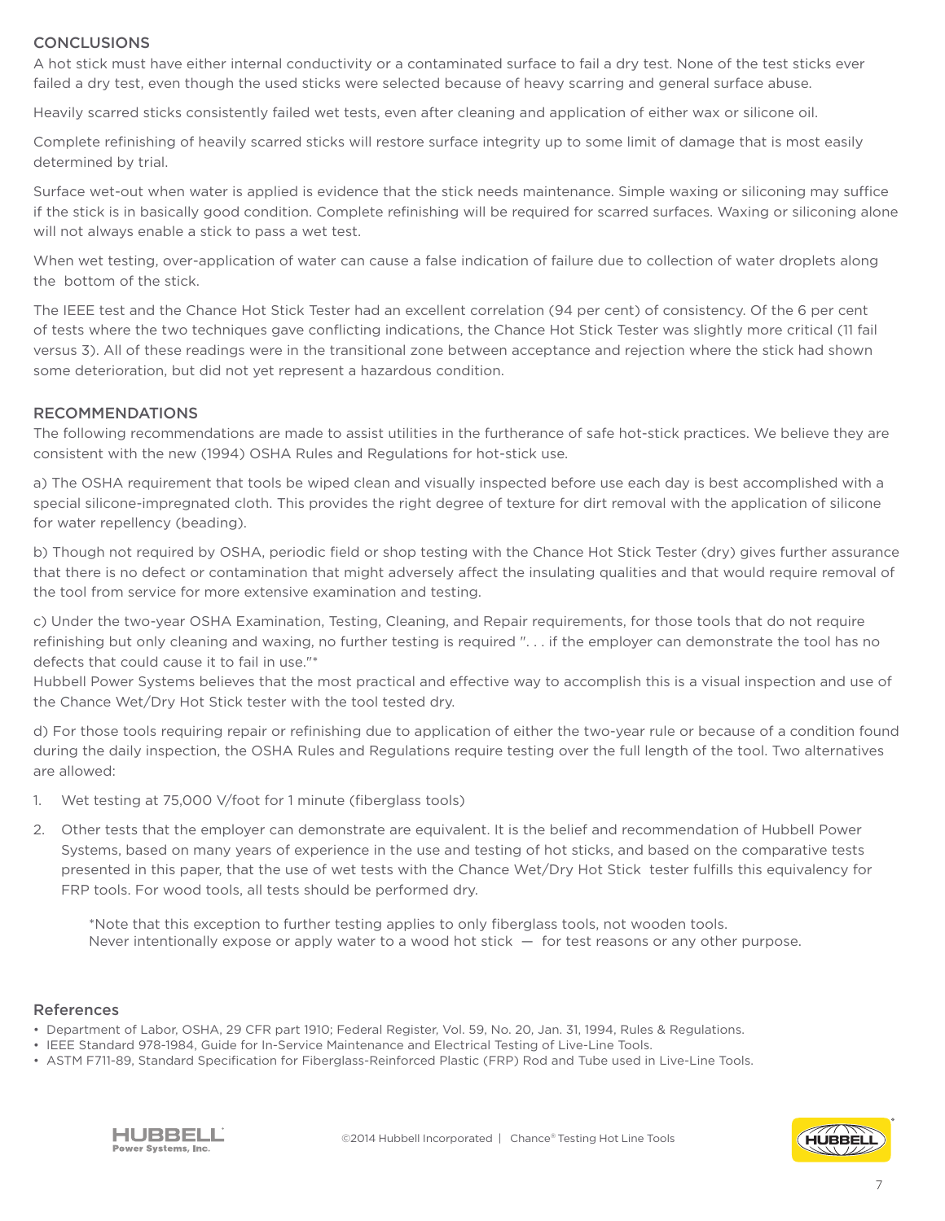## CONCLUSIONS

A hot stick must have either internal conductivity or a contaminated surface to fail a dry test. None of the test sticks ever failed a dry test, even though the used sticks were selected because of heavy scarring and general surface abuse.

Heavily scarred sticks consistently failed wet tests, even after cleaning and application of either wax or silicone oil.

Complete refinishing of heavily scarred sticks will restore surface integrity up to some limit of damage that is most easily determined by trial.

Surface wet-out when water is applied is evidence that the stick needs maintenance. Simple waxing or siliconing may suffice if the stick is in basically good condition. Complete refinishing will be required for scarred surfaces. Waxing or siliconing alone will not always enable a stick to pass a wet test.

When wet testing, over-application of water can cause a false indication of failure due to collection of water droplets along the bottom of the stick.

The IEEE test and the Chance Hot Stick Tester had an excellent correlation (94 per cent) of consistency. Of the 6 per cent of tests where the two techniques gave conflicting indications, the Chance Hot Stick Tester was slightly more critical (11 fail versus 3). All of these readings were in the transitional zone between acceptance and rejection where the stick had shown some deterioration, but did not yet represent a hazardous condition.

## RECOMMENDATIONS

The following recommendations are made to assist utilities in the furtherance of safe hot-stick practices. We believe they are consistent with the new (1994) OSHA Rules and Regulations for hot-stick use.

a) The OSHA requirement that tools be wiped clean and visually inspected before use each day is best accomplished with a special silicone-impregnated cloth. This provides the right degree of texture for dirt removal with the application of silicone for water repellency (beading).

b) Though not required by OSHA, periodic field or shop testing with the Chance Hot Stick Tester (dry) gives further assurance that there is no defect or contamination that might adversely affect the insulating qualities and that would require removal of the tool from service for more extensive examination and testing.

c) Under the two-year OSHA Examination, Testing, Cleaning, and Repair requirements, for those tools that do not require refinishing but only cleaning and waxing, no further testing is required ". . . if the employer can demonstrate the tool has no defects that could cause it to fail in use."*
Hubbell Power Systems believes that the most practical and effective way to accomplish this is a visual inspection and use of the Chance Wet/Dry Hot Stick tester with the tool tested dry.

d) For those tools requiring repair or refinishing due to application of either the two-year rule or because of a condition found during the daily inspection, the OSHA Rules and Regulations require testing over the full length of the tool. Two alternatives are allowed:

1. Wet testing at 75,000 V/foot for 1 minute (fiberglass tools)
2. Other tests that the employer can demonstrate are equivalent. It is the belief and recommendation of Hubbell Power Systems, based on many years of experience in the use and testing of hot sticks, and based on the comparative tests presented in this paper, that the use of wet tests with the Chance Wet/Dry Hot Stick tester fulfills this equivalency for FRP tools. For wood tools, all tests should be performed dry.

*Note that this exception to further testing applies to only fiberglass tools, not wooden tools.
Never intentionally expose or apply water to a wood hot stick — for test reasons or any other purpose.

### References

- Department of Labor, OSHA, 29 CFR part 1910; Federal Register, Vol. 59, No. 20, Jan. 31, 1994, Rules & Regulations.
- IEEE Standard 978-1984, Guide for In-Service Maintenance and Electrical Testing of Live-Line Tools.
- ASTM F711-89, Standard Specification for Fiberglass-Reinforced Plastic (FRP) Rod and Tube used in Live-Line Tools.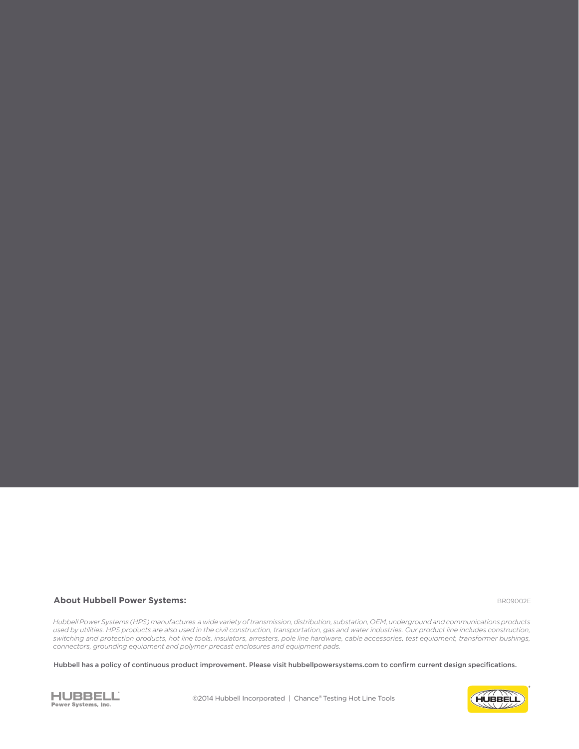**About Hubbell Power Systems:**

BR09002E

*Hubbell Power Systems (HPS) manufactures a wide variety of transmission, distribution, substation, OEM, underground and communications products used by utilities. HPS products are also used in the civil construction, transportation, gas and water industries. Our product line includes construction, switching and protection products, hot line tools, insulators, arresters, pole line hardware, cable accessories, test equipment, transformer bushings, connectors, grounding equipment and polymer precast enclosures and equipment pads.*

**Hubbell has a policy of continuous product improvement. Please visit hubbellpowersystems.com to confirm current design specifications.**

HUBBELL Power Systems, Inc.

©2014 Hubbell Incorporated | Chance® Testing Hot Line Tools

HUBBELL